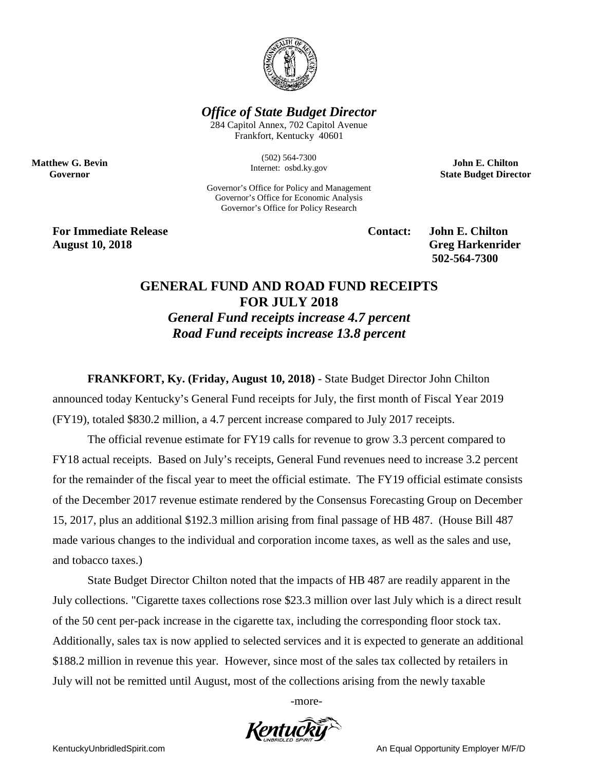*Office of State Budget Director*

284 Capitol Annex, 702 Capitol Avenue
Frankfort, Kentucky 40601

(502) 564-7300
Internet: osbd.ky.gov

Governor's Office for Policy and Management
Governor's Office for Economic Analysis
Governor's Office for Policy Research

**Matthew G. Bevin**
**Governor**

**John E. Chilton**
**State Budget Director**

**For Immediate Release**
**August 10, 2018**

**Contact: John E. Chilton**
**Greg Harkenrider**
**502-564-7300**

# GENERAL FUND AND ROAD FUND RECEIPTS FOR JULY 2018

***General Fund receipts increase 4.7 percent***
***Road Fund receipts increase 13.8 percent***

**FRANKFORT, Ky. (Friday, August 10, 2018)** - State Budget Director John Chilton announced today Kentucky's General Fund receipts for July, the first month of Fiscal Year 2019 (FY19), totaled $830.2 million, a 4.7 percent increase compared to July 2017 receipts.

The official revenue estimate for FY19 calls for revenue to grow 3.3 percent compared to FY18 actual receipts. Based on July's receipts, General Fund revenues need to increase 3.2 percent for the remainder of the fiscal year to meet the official estimate. The FY19 official estimate consists of the December 2017 revenue estimate rendered by the Consensus Forecasting Group on December 15, 2017, plus an additional $192.3 million arising from final passage of HB 487. (House Bill 487 made various changes to the individual and corporation income taxes, as well as the sales and use, and tobacco taxes.)

State Budget Director Chilton noted that the impacts of HB 487 are readily apparent in the July collections. "Cigarette taxes collections rose $23.3 million over last July which is a direct result of the 50 cent per-pack increase in the cigarette tax, including the corresponding floor stock tax. Additionally, sales tax is now applied to selected services and it is expected to generate an additional $188.2 million in revenue this year. However, since most of the sales tax collected by retailers in July will not be remitted until August, most of the collections arising from the newly taxable

-more-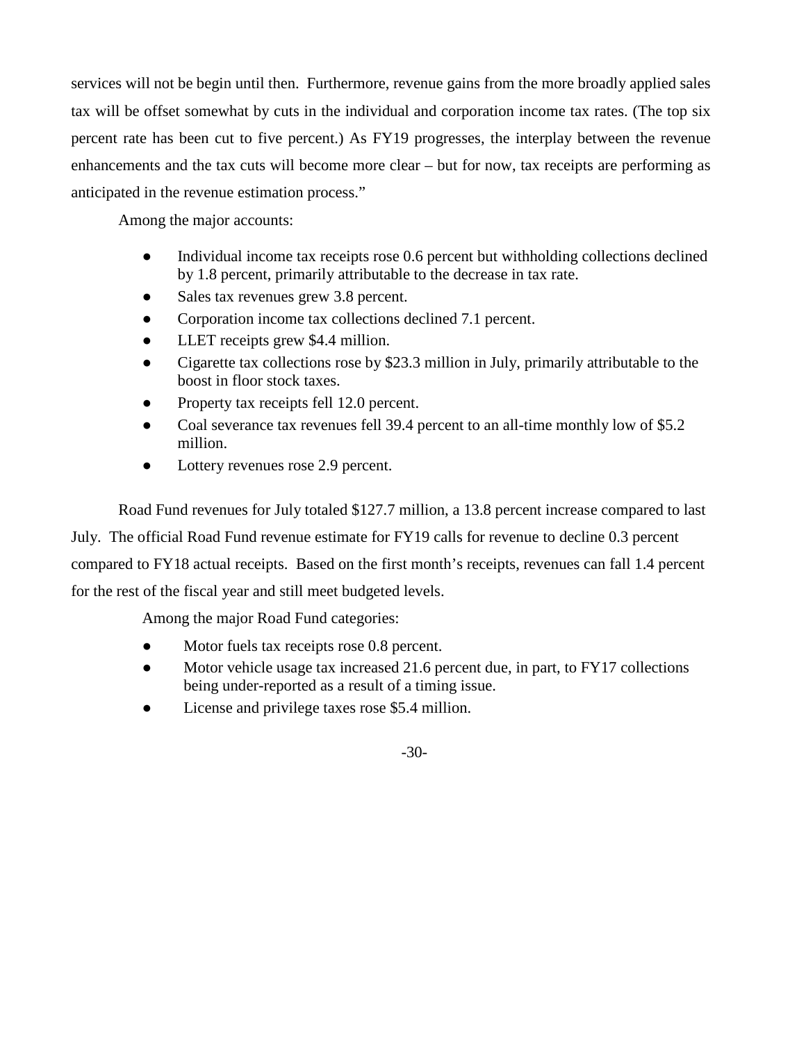services will not be begin until then. Furthermore, revenue gains from the more broadly applied sales tax will be offset somewhat by cuts in the individual and corporation income tax rates. (The top six percent rate has been cut to five percent.) As FY19 progresses, the interplay between the revenue enhancements and the tax cuts will become more clear – but for now, tax receipts are performing as anticipated in the revenue estimation process."

Among the major accounts:

- Individual income tax receipts rose 0.6 percent but withholding collections declined by 1.8 percent, primarily attributable to the decrease in tax rate.
- Sales tax revenues grew 3.8 percent.
- Corporation income tax collections declined 7.1 percent.
- LLET receipts grew $4.4 million.
- Cigarette tax collections rose by $23.3 million in July, primarily attributable to the boost in floor stock taxes.
- Property tax receipts fell 12.0 percent.
- Coal severance tax revenues fell 39.4 percent to an all-time monthly low of $5.2 million.
- Lottery revenues rose 2.9 percent.

Road Fund revenues for July totaled $127.7 million, a 13.8 percent increase compared to last July. The official Road Fund revenue estimate for FY19 calls for revenue to decline 0.3 percent compared to FY18 actual receipts. Based on the first month's receipts, revenues can fall 1.4 percent for the rest of the fiscal year and still meet budgeted levels.

Among the major Road Fund categories:

- Motor fuels tax receipts rose 0.8 percent.
- Motor vehicle usage tax increased 21.6 percent due, in part, to FY17 collections being under-reported as a result of a timing issue.
- License and privilege taxes rose $5.4 million.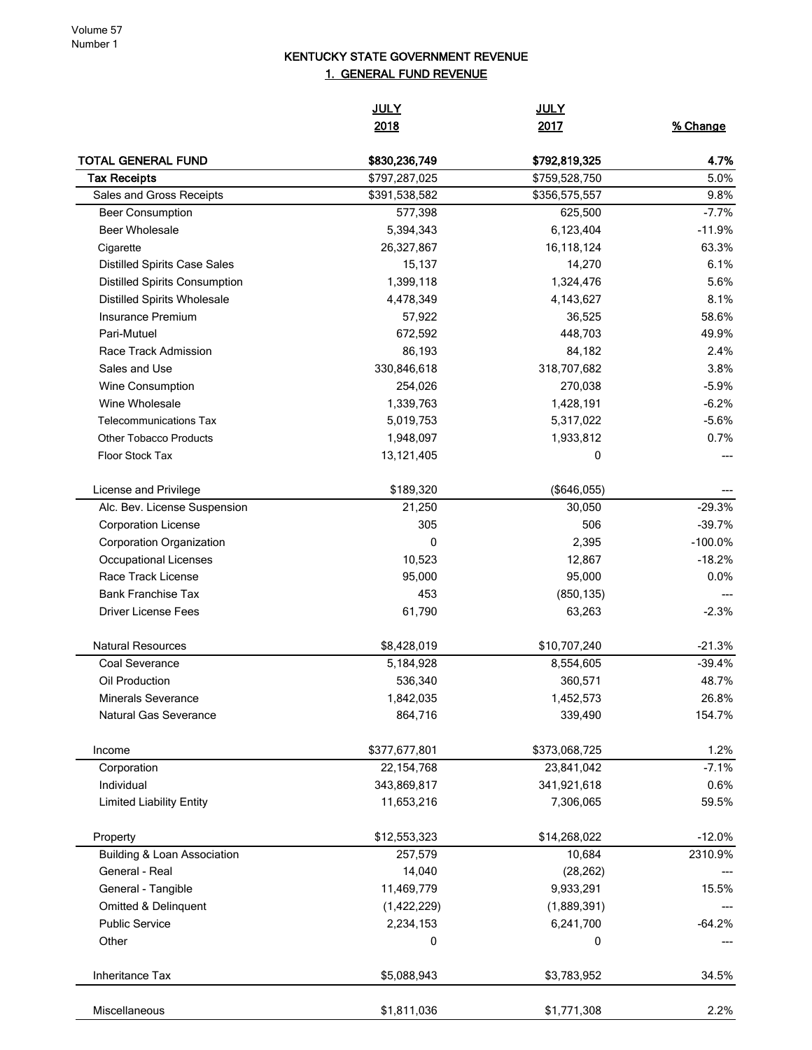# KENTUCKY STATE GOVERNMENT REVENUE

## 1. GENERAL FUND REVENUE

| | JULY 2018 | JULY 2017 | % Change |
|---|---|---|---|
| **TOTAL GENERAL FUND** | **$830,236,749** | **$792,819,325** | **4.7%** |
| Tax Receipts | $797,287,025 | $759,528,750 | 5.0% |
| Sales and Gross Receipts | $391,538,582 | $356,575,557 | 9.8% |
| Beer Consumption | 577,398 | 625,500 | -7.7% |
| Beer Wholesale | 5,394,343 | 6,123,404 | -11.9% |
| Cigarette | 26,327,867 | 16,118,124 | 63.3% |
| Distilled Spirits Case Sales | 15,137 | 14,270 | 6.1% |
| Distilled Spirits Consumption | 1,399,118 | 1,324,476 | 5.6% |
| Distilled Spirits Wholesale | 4,478,349 | 4,143,627 | 8.1% |
| Insurance Premium | 57,922 | 36,525 | 58.6% |
| Pari-Mutuel | 672,592 | 448,703 | 49.9% |
| Race Track Admission | 86,193 | 84,182 | 2.4% |
| Sales and Use | 330,846,618 | 318,707,682 | 3.8% |
| Wine Consumption | 254,026 | 270,038 | -5.9% |
| Wine Wholesale | 1,339,763 | 1,428,191 | -6.2% |
| Telecommunications Tax | 5,019,753 | 5,317,022 | -5.6% |
| Other Tobacco Products | 1,948,097 | 1,933,812 | 0.7% |
| Floor Stock Tax | 13,121,405 | 0 | --- |
| | | | |
| License and Privilege | $189,320 | ($646,055) | --- |
| Alc. Bev. License Suspension | 21,250 | 30,050 | -29.3% |
| Corporation License | 305 | 506 | -39.7% |
| Corporation Organization | 0 | 2,395 | -100.0% |
| Occupational Licenses | 10,523 | 12,867 | -18.2% |
| Race Track License | 95,000 | 95,000 | 0.0% |
| Bank Franchise Tax | 453 | (850,135) | --- |
| Driver License Fees | 61,790 | 63,263 | -2.3% |
| | | | |
| Natural Resources | $8,428,019 | $10,707,240 | -21.3% |
| Coal Severance | 5,184,928 | 8,554,605 | -39.4% |
| Oil Production | 536,340 | 360,571 | 48.7% |
| Minerals Severance | 1,842,035 | 1,452,573 | 26.8% |
| Natural Gas Severance | 864,716 | 339,490 | 154.7% |
| | | | |
| Income | $377,677,801 | $373,068,725 | 1.2% |
| Corporation | 22,154,768 | 23,841,042 | -7.1% |
| Individual | 343,869,817 | 341,921,618 | 0.6% |
| Limited Liability Entity | 11,653,216 | 7,306,065 | 59.5% |
| | | | |
| Property | $12,553,323 | $14,268,022 | -12.0% |
| Building & Loan Association | 257,579 | 10,684 | 2310.9% |
| General - Real | 14,040 | (28,262) | --- |
| General - Tangible | 11,469,779 | 9,933,291 | 15.5% |
| Omitted & Delinquent | (1,422,229) | (1,889,391) | --- |
| Public Service | 2,234,153 | 6,241,700 | -64.2% |
| Other | 0 | 0 | --- |
| | | | |
| Inheritance Tax | $5,088,943 | $3,783,952 | 34.5% |
| | | | |
| Miscellaneous | $1,811,036 | $1,771,308 | 2.2% |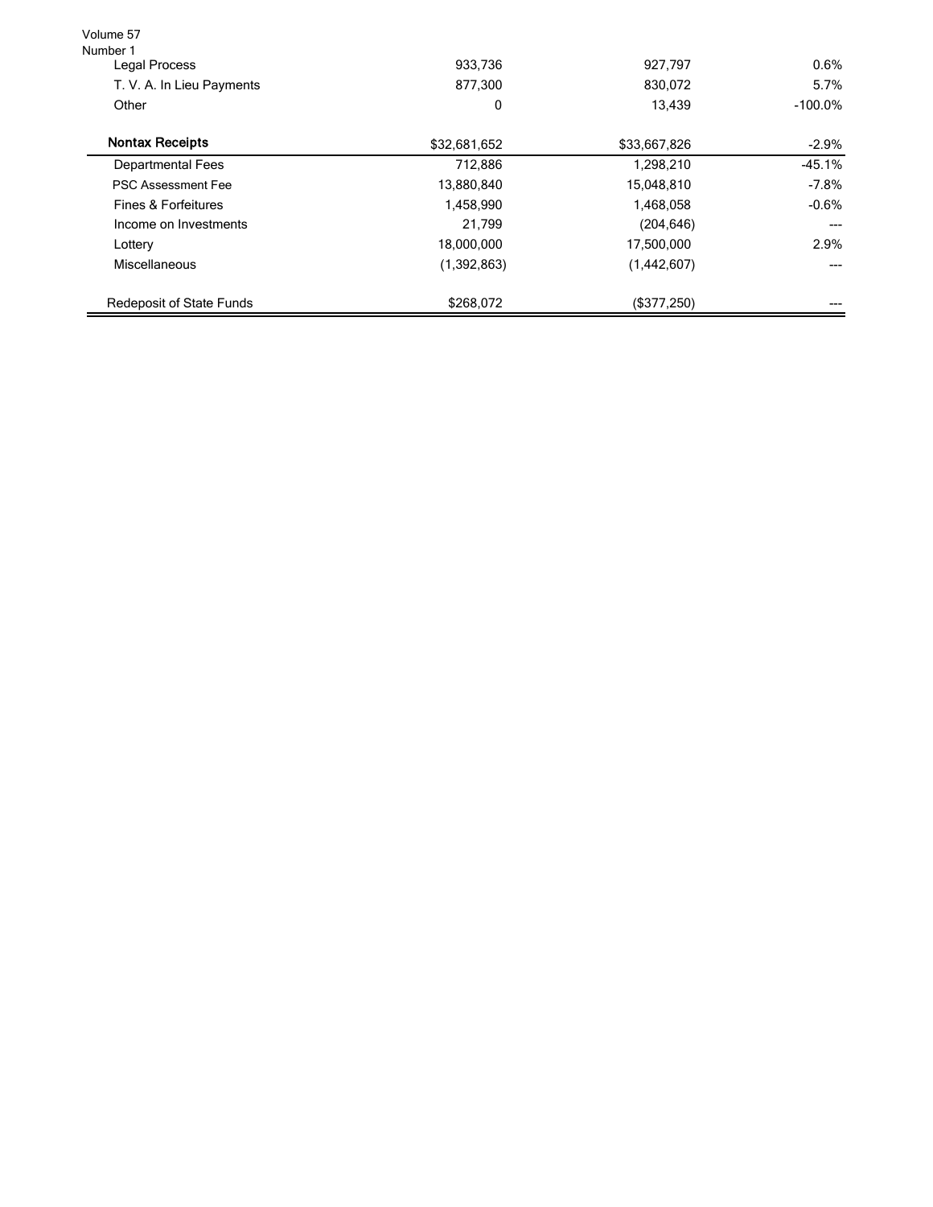| | | | |
|---|---|---|---|
| Legal Process | 933,736 | 927,797 | 0.6% |
| T. V. A. In Lieu Payments | 877,300 | 830,072 | 5.7% |
| Other | 0 | 13,439 | -100.0% |
| **Nontax Receipts** | $32,681,652 | $33,667,826 | -2.9% |
| Departmental Fees | 712,886 | 1,298,210 | -45.1% |
| PSC Assessment Fee | 13,880,840 | 15,048,810 | -7.8% |
| Fines & Forfeitures | 1,458,990 | 1,468,058 | -0.6% |
| Income on Investments | 21,799 | (204,646) | --- |
| Lottery | 18,000,000 | 17,500,000 | 2.9% |
| Miscellaneous | (1,392,863) | (1,442,607) | --- |
| Redeposit of State Funds | $268,072 | ($377,250) | --- |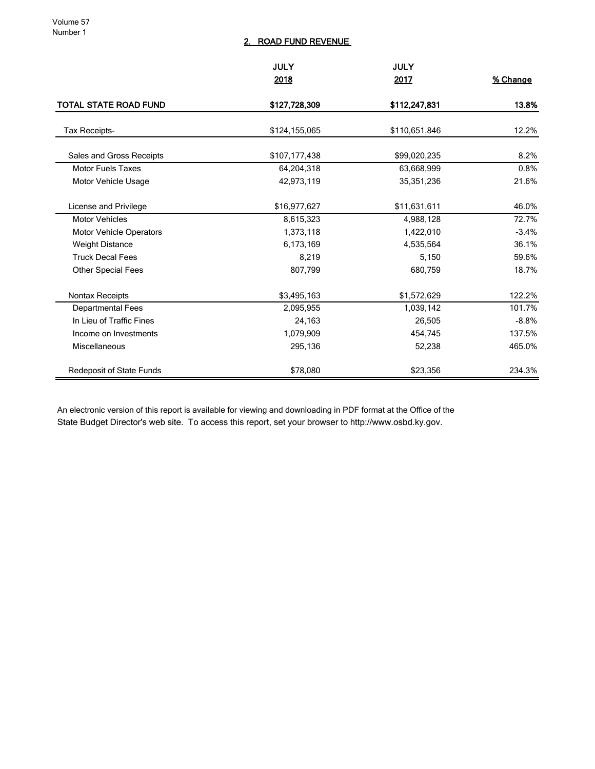## 2. ROAD FUND REVENUE

| | JULY 2018 | JULY 2017 | % Change |
|---|---|---|---|
| **TOTAL STATE ROAD FUND** | **$127,728,309** | **$112,247,831** | **13.8%** |
| Tax Receipts- | $124,155,065 | $110,651,846 | 12.2% |
| Sales and Gross Receipts | $107,177,438 | $99,020,235 | 8.2% |
| Motor Fuels Taxes | 64,204,318 | 63,668,999 | 0.8% |
| Motor Vehicle Usage | 42,973,119 | 35,351,236 | 21.6% |
| License and Privilege | $16,977,627 | $11,631,611 | 46.0% |
| Motor Vehicles | 8,615,323 | 4,988,128 | 72.7% |
| Motor Vehicle Operators | 1,373,118 | 1,422,010 | -3.4% |
| Weight Distance | 6,173,169 | 4,535,564 | 36.1% |
| Truck Decal Fees | 8,219 | 5,150 | 59.6% |
| Other Special Fees | 807,799 | 680,759 | 18.7% |
| Nontax Receipts | $3,495,163 | $1,572,629 | 122.2% |
| Departmental Fees | 2,095,955 | 1,039,142 | 101.7% |
| In Lieu of Traffic Fines | 24,163 | 26,505 | -8.8% |
| Income on Investments | 1,079,909 | 454,745 | 137.5% |
| Miscellaneous | 295,136 | 52,238 | 465.0% |
| Redeposit of State Funds | $78,080 | $23,356 | 234.3% |

An electronic version of this report is available for viewing and downloading in PDF format at the Office of the State Budget Director's web site. To access this report, set your browser to http://www.osbd.ky.gov.